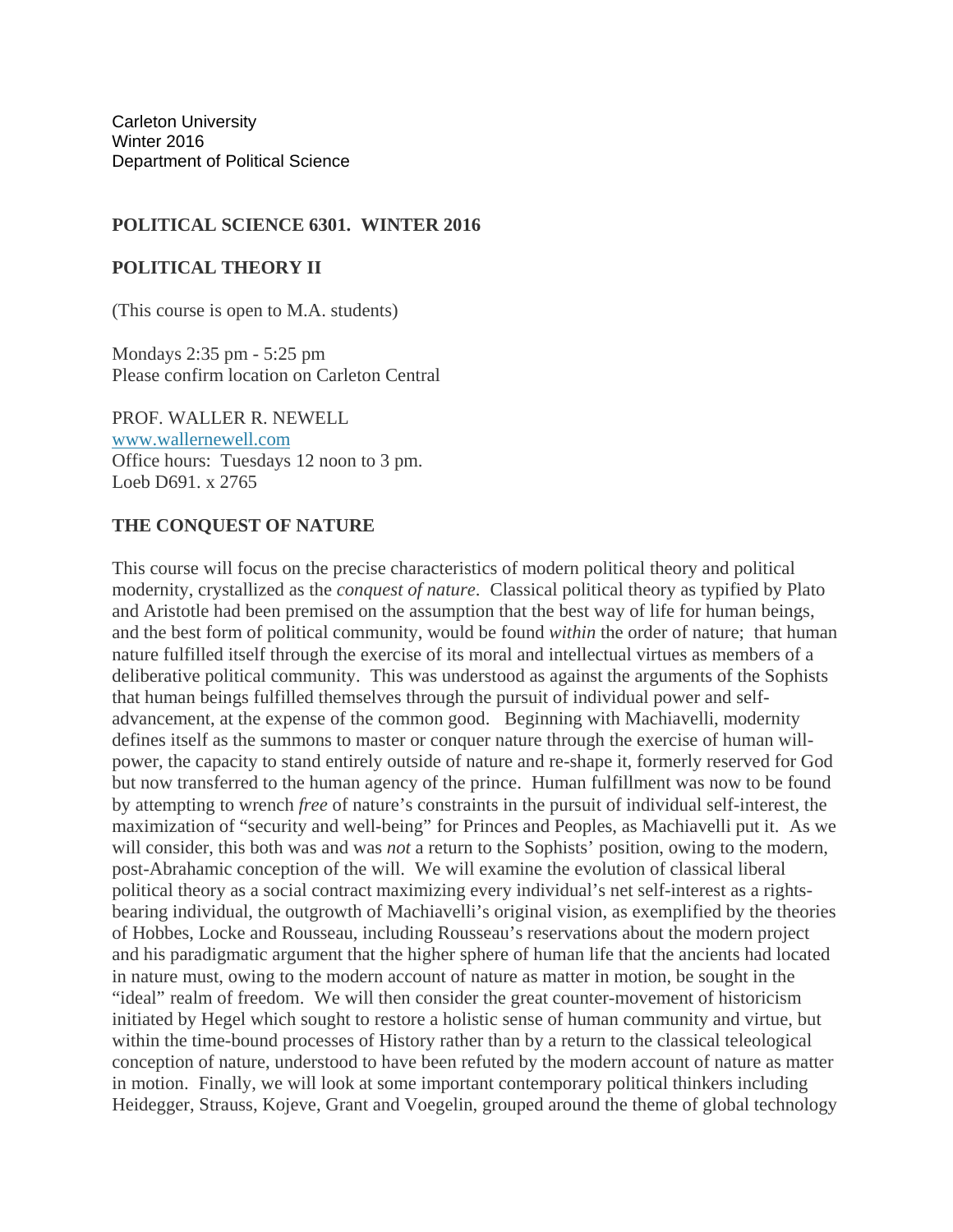Carleton University
Winter 2016
Department of Political Science

**POLITICAL SCIENCE 6301. WINTER 2016**

**POLITICAL THEORY II**

(This course is open to M.A. students)

Mondays 2:35 pm - 5:25 pm
Please confirm location on Carleton Central

PROF. WALLER R. NEWELL
www.wallernewell.com
Office hours: Tuesdays 12 noon to 3 pm.
Loeb D691. x 2765

**THE CONQUEST OF NATURE**

This course will focus on the precise characteristics of modern political theory and political modernity, crystallized as the *conquest of nature*. Classical political theory as typified by Plato and Aristotle had been premised on the assumption that the best way of life for human beings, and the best form of political community, would be found *within* the order of nature; that human nature fulfilled itself through the exercise of its moral and intellectual virtues as members of a deliberative political community. This was understood as against the arguments of the Sophists that human beings fulfilled themselves through the pursuit of individual power and self-advancement, at the expense of the common good. Beginning with Machiavelli, modernity defines itself as the summons to master or conquer nature through the exercise of human will-power, the capacity to stand entirely outside of nature and re-shape it, formerly reserved for God but now transferred to the human agency of the prince. Human fulfillment was now to be found by attempting to wrench *free* of nature's constraints in the pursuit of individual self-interest, the maximization of "security and well-being" for Princes and Peoples, as Machiavelli put it. As we will consider, this both was and was *not* a return to the Sophists' position, owing to the modern, post-Abrahamic conception of the will. We will examine the evolution of classical liberal political theory as a social contract maximizing every individual's net self-interest as a rights-bearing individual, the outgrowth of Machiavelli's original vision, as exemplified by the theories of Hobbes, Locke and Rousseau, including Rousseau's reservations about the modern project and his paradigmatic argument that the higher sphere of human life that the ancients had located in nature must, owing to the modern account of nature as matter in motion, be sought in the "ideal" realm of freedom. We will then consider the great counter-movement of historicism initiated by Hegel which sought to restore a holistic sense of human community and virtue, but within the time-bound processes of History rather than by a return to the classical teleological conception of nature, understood to have been refuted by the modern account of nature as matter in motion. Finally, we will look at some important contemporary political thinkers including Heidegger, Strauss, Kojeve, Grant and Voegelin, grouped around the theme of global technology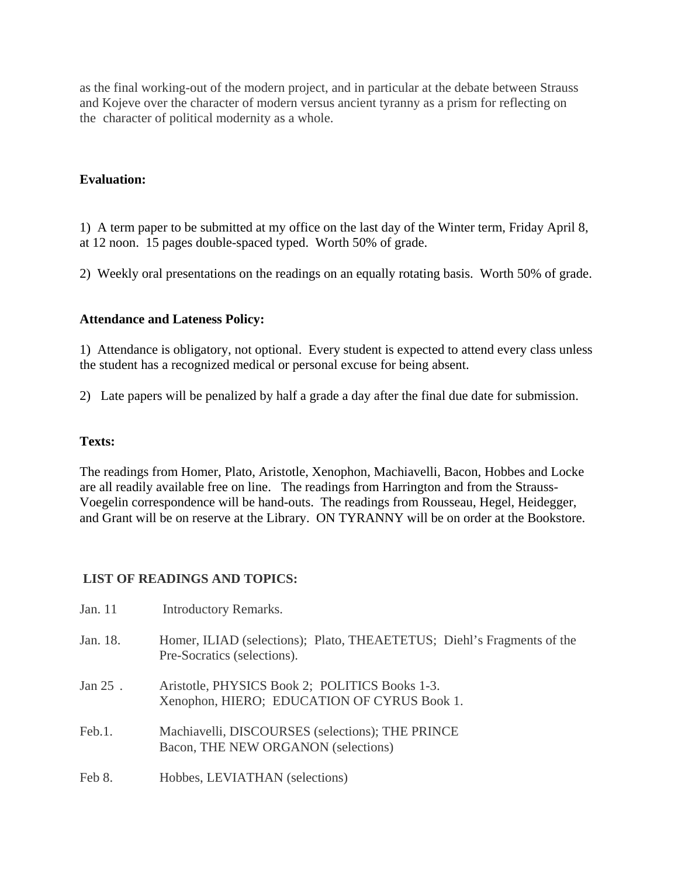as the final working-out of the modern project, and in particular at the debate between Strauss and Kojeve over the character of modern versus ancient tyranny as a prism for reflecting on the character of political modernity as a whole.

**Evaluation:**

1) A term paper to be submitted at my office on the last day of the Winter term, Friday April 8, at 12 noon. 15 pages double-spaced typed. Worth 50% of grade.

2) Weekly oral presentations on the readings on an equally rotating basis. Worth 50% of grade.

**Attendance and Lateness Policy:**

1) Attendance is obligatory, not optional. Every student is expected to attend every class unless the student has a recognized medical or personal excuse for being absent.

2) Late papers will be penalized by half a grade a day after the final due date for submission.

**Texts:**

The readings from Homer, Plato, Aristotle, Xenophon, Machiavelli, Bacon, Hobbes and Locke are all readily available free on line. The readings from Harrington and from the Strauss-Voegelin correspondence will be hand-outs. The readings from Rousseau, Hegel, Heidegger, and Grant will be on reserve at the Library. ON TYRANNY will be on order at the Bookstore.

**LIST OF READINGS AND TOPICS:**

Jan. 11 — Introductory Remarks.

Jan. 18. — Homer, ILIAD (selections); Plato, THEAETETUS; Diehl's Fragments of the Pre-Socratics (selections).

Jan 25 . — Aristotle, PHYSICS Book 2; POLITICS Books 1-3.
Xenophon, HIERO; EDUCATION OF CYRUS Book 1.

Feb.1. — Machiavelli, DISCOURSES (selections); THE PRINCE
Bacon, THE NEW ORGANON (selections)

Feb 8. — Hobbes, LEVIATHAN (selections)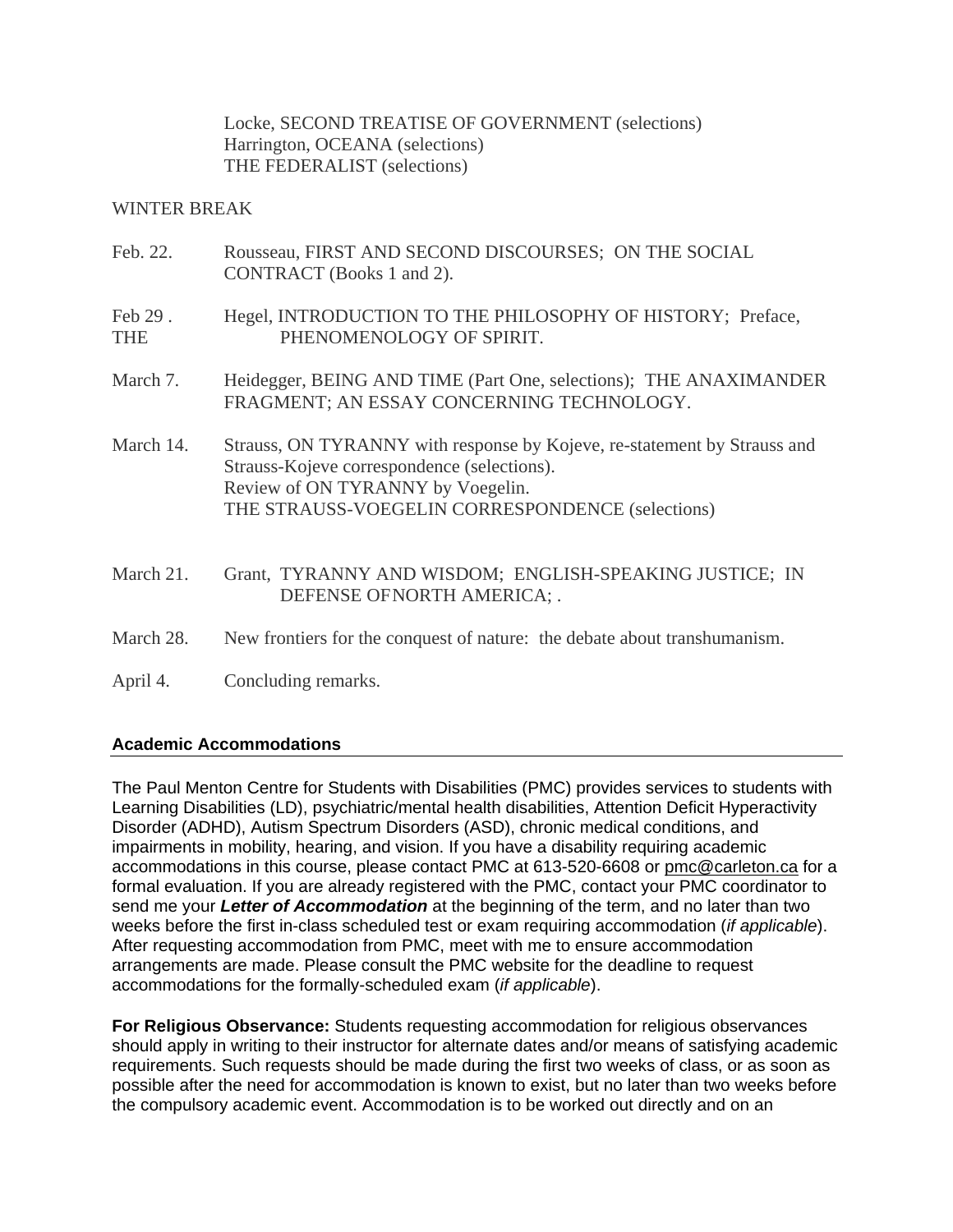Locke, SECOND TREATISE OF GOVERNMENT (selections)
Harrington, OCEANA (selections)
THE FEDERALIST (selections)

WINTER BREAK

Feb. 22. Rousseau, FIRST AND SECOND DISCOURSES; ON THE SOCIAL CONTRACT (Books 1 and 2).

Feb 29 . Hegel, INTRODUCTION TO THE PHILOSOPHY OF HISTORY; Preface,
THE PHENOMENOLOGY OF SPIRIT.

March 7. Heidegger, BEING AND TIME (Part One, selections); THE ANAXIMANDER FRAGMENT; AN ESSAY CONCERNING TECHNOLOGY.

March 14. Strauss, ON TYRANNY with response by Kojeve, re-statement by Strauss and Strauss-Kojeve correspondence (selections).
Review of ON TYRANNY by Voegelin.
THE STRAUSS-VOEGELIN CORRESPONDENCE (selections)

March 21. Grant, TYRANNY AND WISDOM; ENGLISH-SPEAKING JUSTICE; IN DEFENSE OFNORTH AMERICA; .

March 28. New frontiers for the conquest of nature: the debate about transhumanism.

April 4. Concluding remarks.

## Academic Accommodations

The Paul Menton Centre for Students with Disabilities (PMC) provides services to students with Learning Disabilities (LD), psychiatric/mental health disabilities, Attention Deficit Hyperactivity Disorder (ADHD), Autism Spectrum Disorders (ASD), chronic medical conditions, and impairments in mobility, hearing, and vision. If you have a disability requiring academic accommodations in this course, please contact PMC at 613-520-6608 or pmc@carleton.ca for a formal evaluation. If you are already registered with the PMC, contact your PMC coordinator to send me your ***Letter of Accommodation*** at the beginning of the term, and no later than two weeks before the first in-class scheduled test or exam requiring accommodation (*if applicable*). After requesting accommodation from PMC, meet with me to ensure accommodation arrangements are made. Please consult the PMC website for the deadline to request accommodations for the formally-scheduled exam (*if applicable*).

**For Religious Observance:** Students requesting accommodation for religious observances should apply in writing to their instructor for alternate dates and/or means of satisfying academic requirements. Such requests should be made during the first two weeks of class, or as soon as possible after the need for accommodation is known to exist, but no later than two weeks before the compulsory academic event. Accommodation is to be worked out directly and on an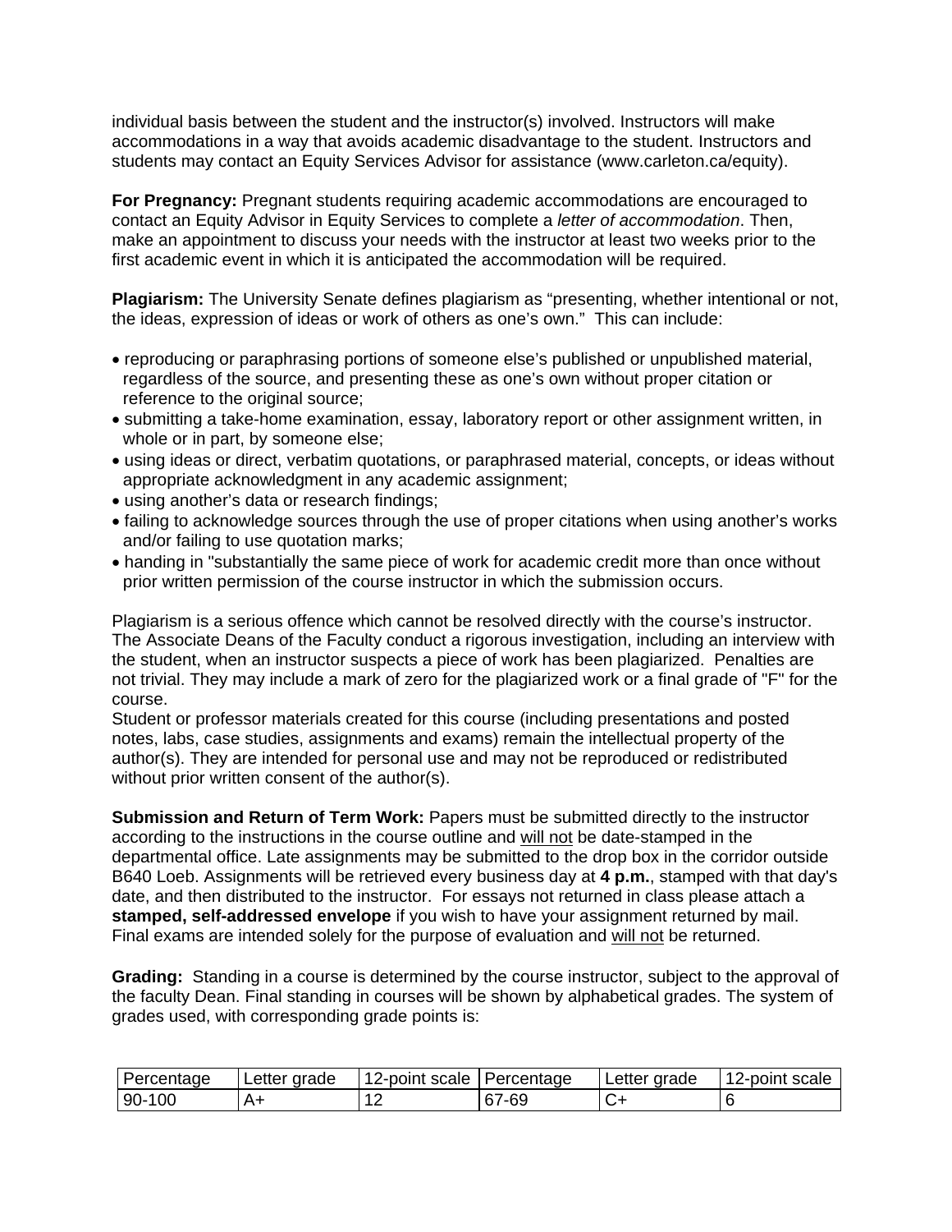individual basis between the student and the instructor(s) involved. Instructors will make accommodations in a way that avoids academic disadvantage to the student. Instructors and students may contact an Equity Services Advisor for assistance (www.carleton.ca/equity).

**For Pregnancy:** Pregnant students requiring academic accommodations are encouraged to contact an Equity Advisor in Equity Services to complete a *letter of accommodation*. Then, make an appointment to discuss your needs with the instructor at least two weeks prior to the first academic event in which it is anticipated the accommodation will be required.

**Plagiarism:** The University Senate defines plagiarism as "presenting, whether intentional or not, the ideas, expression of ideas or work of others as one's own." This can include:

- reproducing or paraphrasing portions of someone else's published or unpublished material, regardless of the source, and presenting these as one's own without proper citation or reference to the original source;
- submitting a take-home examination, essay, laboratory report or other assignment written, in whole or in part, by someone else;
- using ideas or direct, verbatim quotations, or paraphrased material, concepts, or ideas without appropriate acknowledgment in any academic assignment;
- using another's data or research findings;
- failing to acknowledge sources through the use of proper citations when using another's works and/or failing to use quotation marks;
- handing in "substantially the same piece of work for academic credit more than once without prior written permission of the course instructor in which the submission occurs.

Plagiarism is a serious offence which cannot be resolved directly with the course's instructor. The Associate Deans of the Faculty conduct a rigorous investigation, including an interview with the student, when an instructor suspects a piece of work has been plagiarized. Penalties are not trivial. They may include a mark of zero for the plagiarized work or a final grade of "F" for the course.
Student or professor materials created for this course (including presentations and posted notes, labs, case studies, assignments and exams) remain the intellectual property of the author(s). They are intended for personal use and may not be reproduced or redistributed without prior written consent of the author(s).

**Submission and Return of Term Work:** Papers must be submitted directly to the instructor according to the instructions in the course outline and <u>will not</u> be date-stamped in the departmental office. Late assignments may be submitted to the drop box in the corridor outside B640 Loeb. Assignments will be retrieved every business day at **4 p.m.**, stamped with that day's date, and then distributed to the instructor. For essays not returned in class please attach a **stamped, self-addressed envelope** if you wish to have your assignment returned by mail. Final exams are intended solely for the purpose of evaluation and <u>will not</u> be returned.

**Grading:** Standing in a course is determined by the course instructor, subject to the approval of the faculty Dean. Final standing in courses will be shown by alphabetical grades. The system of grades used, with corresponding grade points is:

| Percentage | Letter grade | 12-point scale | Percentage | Letter grade | 12-point scale |
|---|---|---|---|---|---|
| 90-100 | A+ | 12 | 67-69 | C+ | 6 |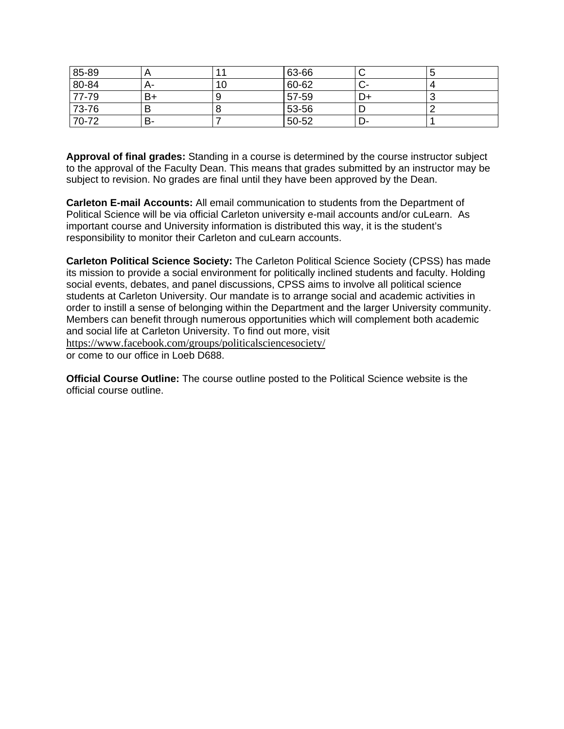| | | | | | |
|---|---|---|---|---|---|
| 85-89 | A | 11 | 63-66 | C | 5 |
| 80-84 | A- | 10 | 60-62 | C- | 4 |
| 77-79 | B+ | 9 | 57-59 | D+ | 3 |
| 73-76 | B | 8 | 53-56 | D | 2 |
| 70-72 | B- | 7 | 50-52 | D- | 1 |

**Approval of final grades:** Standing in a course is determined by the course instructor subject to the approval of the Faculty Dean. This means that grades submitted by an instructor may be subject to revision. No grades are final until they have been approved by the Dean.

**Carleton E-mail Accounts:** All email communication to students from the Department of Political Science will be via official Carleton university e-mail accounts and/or cuLearn. As important course and University information is distributed this way, it is the student's responsibility to monitor their Carleton and cuLearn accounts.

**Carleton Political Science Society:** The Carleton Political Science Society (CPSS) has made its mission to provide a social environment for politically inclined students and faculty. Holding social events, debates, and panel discussions, CPSS aims to involve all political science students at Carleton University. Our mandate is to arrange social and academic activities in order to instill a sense of belonging within the Department and the larger University community. Members can benefit through numerous opportunities which will complement both academic and social life at Carleton University. To find out more, visit https://www.facebook.com/groups/politicalsciencesociety/ or come to our office in Loeb D688.

**Official Course Outline:** The course outline posted to the Political Science website is the official course outline.